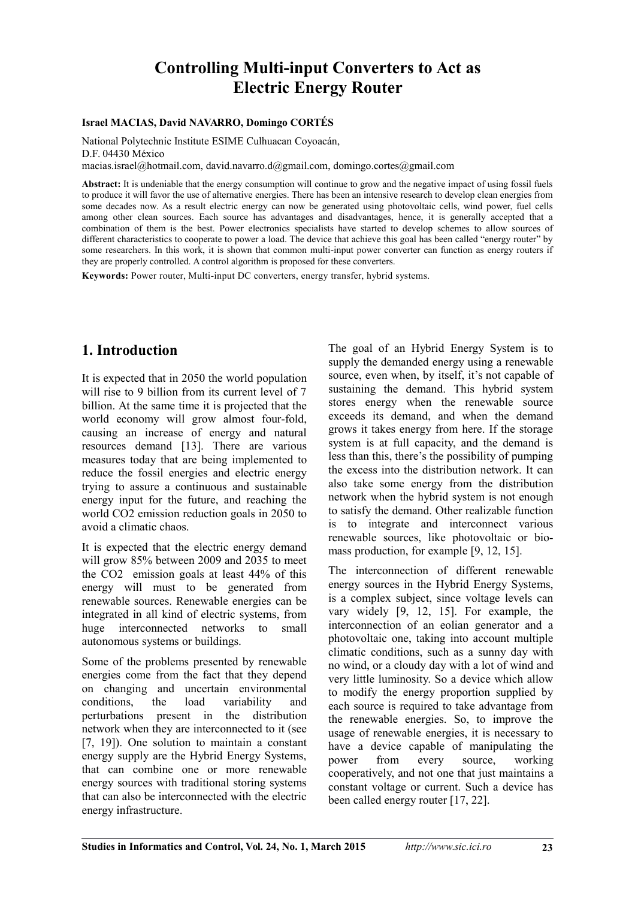# Controlling Multi-input Converters to Act as Electric Energy Router

**Israel MACIAS, David NAVARRO, Domingo CORTÉS**

National Polytechnic Institute ESIME Culhuacan Coyoacán,
D.F. 04430 México
macias.israel@hotmail.com, david.navarro.d@gmail.com, domingo.cortes@gmail.com

**Abstract:** It is undeniable that the energy consumption will continue to grow and the negative impact of using fossil fuels to produce it will favor the use of alternative energies. There has been an intensive research to develop clean energies from some decades now. As a result electric energy can now be generated using photovoltaic cells, wind power, fuel cells among other clean sources. Each source has advantages and disadvantages, hence, it is generally accepted that a combination of them is the best. Power electronics specialists have started to develop schemes to allow sources of different characteristics to cooperate to power a load. The device that achieve this goal has been called "energy router" by some researchers. In this work, it is shown that common multi-input power converter can function as energy routers if they are properly controlled. A control algorithm is proposed for these converters.

**Keywords:** Power router, Multi-input DC converters, energy transfer, hybrid systems.

## 1. Introduction

It is expected that in 2050 the world population will rise to 9 billion from its current level of 7 billion. At the same time it is projected that the world economy will grow almost four-fold, causing an increase of energy and natural resources demand [13]. There are various measures today that are being implemented to reduce the fossil energies and electric energy trying to assure a continuous and sustainable energy input for the future, and reaching the world CO2 emission reduction goals in 2050 to avoid a climatic chaos.

It is expected that the electric energy demand will grow 85% between 2009 and 2035 to meet the CO2 emission goals at least 44% of this energy will must to be generated from renewable sources. Renewable energies can be integrated in all kind of electric systems, from huge interconnected networks to small autonomous systems or buildings.

Some of the problems presented by renewable energies come from the fact that they depend on changing and uncertain environmental conditions, the load variability and perturbations present in the distribution network when they are interconnected to it (see [7, 19]). One solution to maintain a constant energy supply are the Hybrid Energy Systems, that can combine one or more renewable energy sources with traditional storing systems that can also be interconnected with the electric energy infrastructure.

The goal of an Hybrid Energy System is to supply the demanded energy using a renewable source, even when, by itself, it's not capable of sustaining the demand. This hybrid system stores energy when the renewable source exceeds its demand, and when the demand grows it takes energy from here. If the storage system is at full capacity, and the demand is less than this, there's the possibility of pumping the excess into the distribution network. It can also take some energy from the distribution network when the hybrid system is not enough to satisfy the demand. Other realizable function is to integrate and interconnect various renewable sources, like photovoltaic or bio-mass production, for example [9, 12, 15].

The interconnection of different renewable energy sources in the Hybrid Energy Systems, is a complex subject, since voltage levels can vary widely [9, 12, 15]. For example, the interconnection of an eolian generator and a photovoltaic one, taking into account multiple climatic conditions, such as a sunny day with no wind, or a cloudy day with a lot of wind and very little luminosity. So a device which allow to modify the energy proportion supplied by each source is required to take advantage from the renewable energies. So, to improve the usage of renewable energies, it is necessary to have a device capable of manipulating the power from every source, working cooperatively, and not one that just maintains a constant voltage or current. Such a device has been called energy router [17, 22].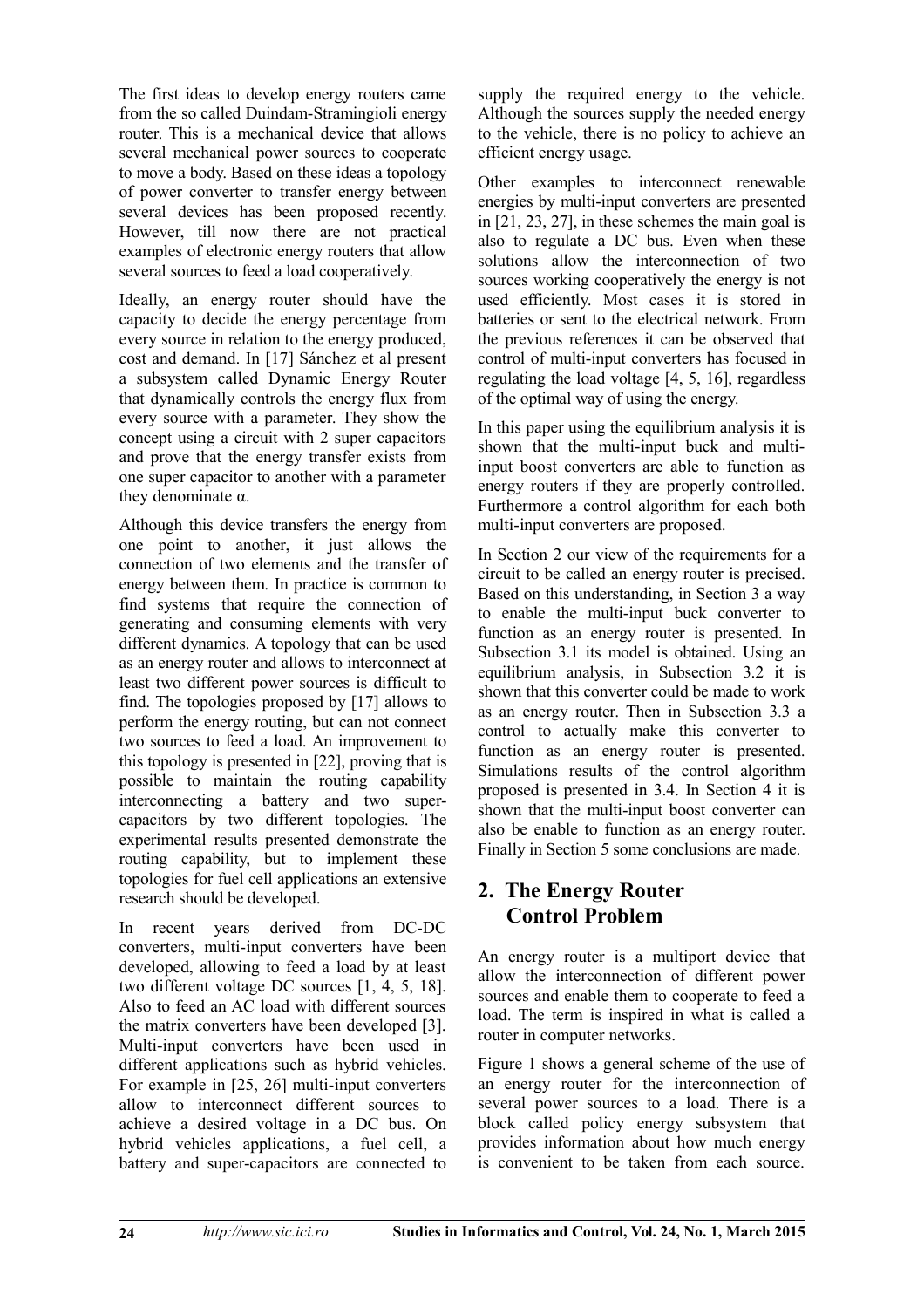The first ideas to develop energy routers came from the so called Duindam-Stramingioli energy router. This is a mechanical device that allows several mechanical power sources to cooperate to move a body. Based on these ideas a topology of power converter to transfer energy between several devices has been proposed recently. However, till now there are not practical examples of electronic energy routers that allow several sources to feed a load cooperatively.

Ideally, an energy router should have the capacity to decide the energy percentage from every source in relation to the energy produced, cost and demand. In [17] Sánchez et al present a subsystem called Dynamic Energy Router that dynamically controls the energy flux from every source with a parameter. They show the concept using a circuit with 2 super capacitors and prove that the energy transfer exists from one super capacitor to another with a parameter they denominate α.

Although this device transfers the energy from one point to another, it just allows the connection of two elements and the transfer of energy between them. In practice is common to find systems that require the connection of generating and consuming elements with very different dynamics. A topology that can be used as an energy router and allows to interconnect at least two different power sources is difficult to find. The topologies proposed by [17] allows to perform the energy routing, but can not connect two sources to feed a load. An improvement to this topology is presented in [22], proving that is possible to maintain the routing capability interconnecting a battery and two super-capacitors by two different topologies. The experimental results presented demonstrate the routing capability, but to implement these topologies for fuel cell applications an extensive research should be developed.

In recent years derived from DC-DC converters, multi-input converters have been developed, allowing to feed a load by at least two different voltage DC sources [1, 4, 5, 18]. Also to feed an AC load with different sources the matrix converters have been developed [3]. Multi-input converters have been used in different applications such as hybrid vehicles. For example in [25, 26] multi-input converters allow to interconnect different sources to achieve a desired voltage in a DC bus. On hybrid vehicles applications, a fuel cell, a battery and super-capacitors are connected to supply the required energy to the vehicle. Although the sources supply the needed energy to the vehicle, there is no policy to achieve an efficient energy usage.

Other examples to interconnect renewable energies by multi-input converters are presented in [21, 23, 27], in these schemes the main goal is also to regulate a DC bus. Even when these solutions allow the interconnection of two sources working cooperatively the energy is not used efficiently. Most cases it is stored in batteries or sent to the electrical network. From the previous references it can be observed that control of multi-input converters has focused in regulating the load voltage [4, 5, 16], regardless of the optimal way of using the energy.

In this paper using the equilibrium analysis it is shown that the multi-input buck and multi-input boost converters are able to function as energy routers if they are properly controlled. Furthermore a control algorithm for each both multi-input converters are proposed.

In Section 2 our view of the requirements for a circuit to be called an energy router is precised. Based on this understanding, in Section 3 a way to enable the multi-input buck converter to function as an energy router is presented. In Subsection 3.1 its model is obtained. Using an equilibrium analysis, in Subsection 3.2 it is shown that this converter could be made to work as an energy router. Then in Subsection 3.3 a control to actually make this converter to function as an energy router is presented. Simulations results of the control algorithm proposed is presented in 3.4. In Section 4 it is shown that the multi-input boost converter can also be enable to function as an energy router. Finally in Section 5 some conclusions are made.

## 2. The Energy Router Control Problem

An energy router is a multiport device that allow the interconnection of different power sources and enable them to cooperate to feed a load. The term is inspired in what is called a router in computer networks.

Figure 1 shows a general scheme of the use of an energy router for the interconnection of several power sources to a load. There is a block called policy energy subsystem that provides information about how much energy is convenient to be taken from each source.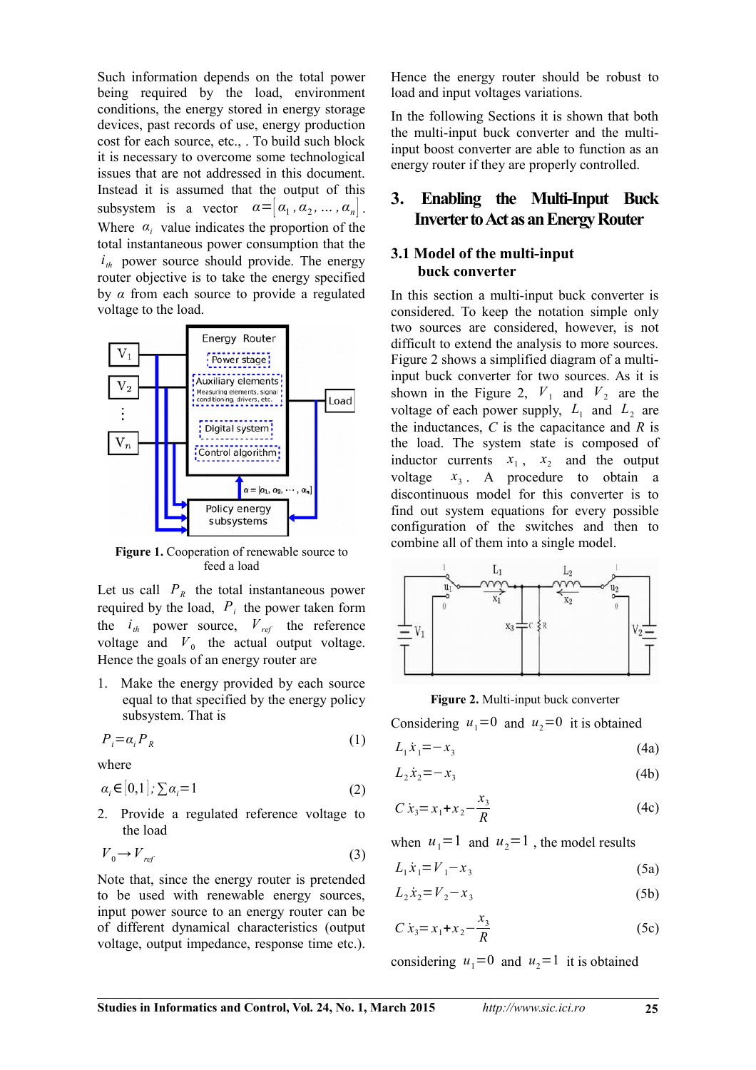Such information depends on the total power being required by the load, environment conditions, the energy stored in energy storage devices, past records of use, energy production cost for each source, etc., . To build such block it is necessary to overcome some technological issues that are not addressed in this document. Instead it is assumed that the output of this subsystem is a vector $\alpha = [\alpha_1, \alpha_2, \ldots, \alpha_n]$. Where $\alpha_i$ value indicates the proportion of the total instantaneous power consumption that the $i_{th}$ power source should provide. The energy router objective is to take the energy specified by $\alpha$ from each source to provide a regulated voltage to the load.

**Figure 1.** Cooperation of renewable source to feed a load

Let us call $P_R$ the total instantaneous power required by the load, $P_i$ the power taken form the $i_{th}$ power source, $V_{ref}$ the reference voltage and $V_0$ the actual output voltage. Hence the goals of an energy router are

1. Make the energy provided by each source equal to that specified by the energy policy subsystem. That is

$$P_i = \alpha_i P_R \tag{1}$$

where

$$\alpha_i \in [0,1]; \sum \alpha_i = 1 \tag{2}$$

2. Provide a regulated reference voltage to the load

$$V_0 \rightarrow V_{ref} \tag{3}$$

Note that, since the energy router is pretended to be used with renewable energy sources, input power source to an energy router can be of different dynamical characteristics (output voltage, output impedance, response time etc.). Hence the energy router should be robust to load and input voltages variations.

In the following Sections it is shown that both the multi-input buck converter and the multi-input boost converter are able to function as an energy router if they are properly controlled.

## 3. Enabling the Multi-Input Buck Inverter to Act as an Energy Router

### 3.1 Model of the multi-input buck converter

In this section a multi-input buck converter is considered. To keep the notation simple only two sources are considered, however, is not difficult to extend the analysis to more sources. Figure 2 shows a simplified diagram of a multi-input buck converter for two sources. As it is shown in the Figure 2, $V_1$ and $V_2$ are the voltage of each power supply, $L_1$ and $L_2$ are the inductances, $C$ is the capacitance and $R$ is the load. The system state is composed of inductor currents $x_1$, $x_2$ and the output voltage $x_3$. A procedure to obtain a discontinuous model for this converter is to find out system equations for every possible configuration of the switches and then to combine all of them into a single model.

**Figure 2.** Multi-input buck converter

Considering $u_1 = 0$ and $u_2 = 0$ it is obtained

$$L_1 \dot{x}_1 = -x_3 \tag{4a}$$

$$L_2 \dot{x}_2 = -x_3 \tag{4b}$$

$$C \dot{x}_3 = x_1 + x_2 - \frac{x_3}{R} \tag{4c}$$

when $u_1 = 1$ and $u_2 = 1$, the model results

$$L_1 \dot{x}_1 = V_1 - x_3 \tag{5a}$$

$$L_2 \dot{x}_2 = V_2 - x_3 \tag{5b}$$

$$C \dot{x}_3 = x_1 + x_2 - \frac{x_3}{R} \tag{5c}$$

considering $u_1 = 0$ and $u_2 = 1$ it is obtained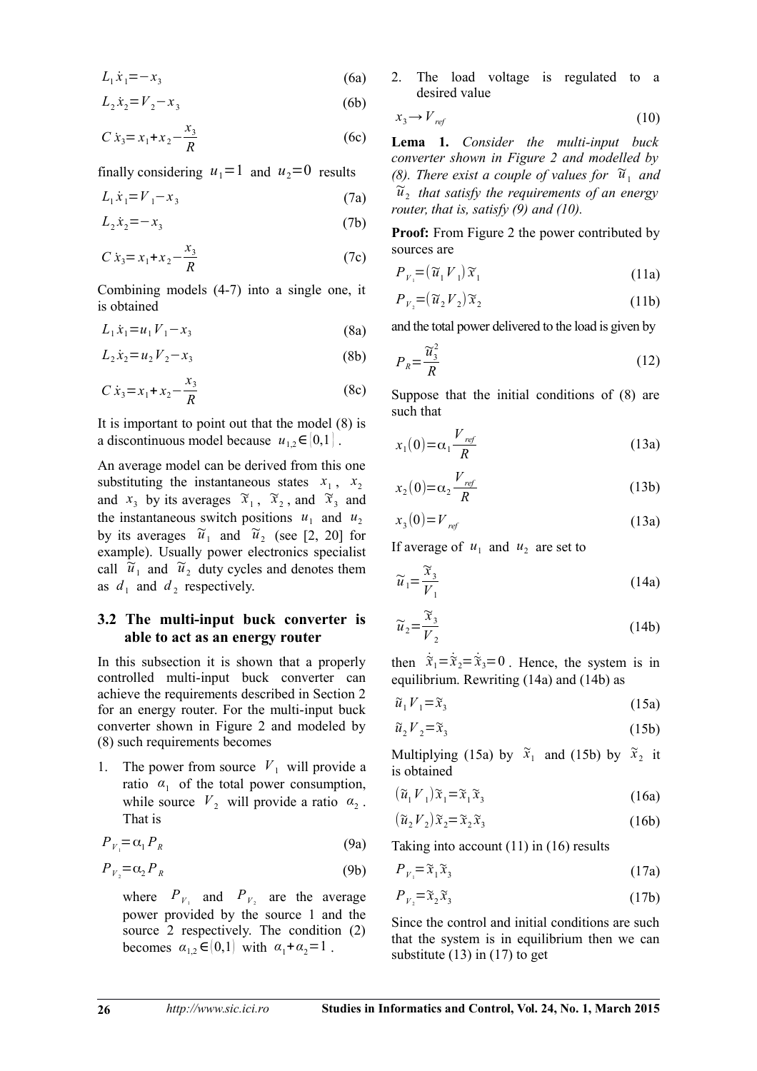$$L_1 \dot{x}_1 = -x_3 \quad (6a)$$

$$L_2 \dot{x}_2 = V_2 - x_3 \quad (6b)$$

$$C \dot{x}_3 = x_1 + x_2 - \frac{x_3}{R} \quad (6c)$$

finally considering $u_1 = 1$ and $u_2 = 0$ results

$$L_1 \dot{x}_1 = V_1 - x_3 \quad (7a)$$

$$L_2 \dot{x}_2 = -x_3 \quad (7b)$$

$$C \dot{x}_3 = x_1 + x_2 - \frac{x_3}{R} \quad (7c)$$

Combining models (4-7) into a single one, it is obtained

$$L_1 \dot{x}_1 = u_1 V_1 - x_3 \quad (8a)$$

$$L_2 \dot{x}_2 = u_2 V_2 - x_3 \quad (8b)$$

$$C \dot{x}_3 = x_1 + x_2 - \frac{x_3}{R} \quad (8c)$$

It is important to point out that the model (8) is a discontinuous model because $u_{1,2} \in [0,1]$.

An average model can be derived from this one substituting the instantaneous states $x_1$, $x_2$ and $x_3$ by its averages $\tilde{x}_1$, $\tilde{x}_2$, and $\tilde{x}_3$ and the instantaneous switch positions $u_1$ and $u_2$ by its averages $\tilde{u}_1$ and $\tilde{u}_2$ (see [2, 20] for example). Usually power electronics specialist call $\tilde{u}_1$ and $\tilde{u}_2$ duty cycles and denotes them as $d_1$ and $d_2$ respectively.

### 3.2 The multi-input buck converter is able to act as an energy router

In this subsection it is shown that a properly controlled multi-input buck converter can achieve the requirements described in Section 2 for an energy router. For the multi-input buck converter shown in Figure 2 and modeled by (8) such requirements becomes

1. The power from source $V_1$ will provide a ratio $\alpha_1$ of the total power consumption, while source $V_2$ will provide a ratio $\alpha_2$. That is

$$P_{V_1} = \alpha_1 P_R \quad (9a)$$

$$P_{V_2} = \alpha_2 P_R \quad (9b)$$

   where $P_{V_1}$ and $P_{V_2}$ are the average power provided by the source 1 and the source 2 respectively. The condition (2) becomes $\alpha_{1,2} \in (0,1)$ with $\alpha_1 + \alpha_2 = 1$.

2. The load voltage is regulated to a desired value

$$x_3 \rightarrow V_{ref} \quad (10)$$

**Lema 1.** *Consider the multi-input buck converter shown in Figure 2 and modelled by (8). There exist a couple of values for* $\tilde{u}_1$ *and* $\tilde{u}_2$ *that satisfy the requirements of an energy router, that is, satisfy (9) and (10).*

**Proof:** From Figure 2 the power contributed by sources are

$$P_{V_1} = (\tilde{u}_1 V_1)\tilde{x}_1 \quad (11a)$$

$$P_{V_2} = (\tilde{u}_2 V_2)\tilde{x}_2 \quad (11b)$$

and the total power delivered to the load is given by

$$P_R = \frac{\tilde{u}_3^2}{R} \quad (12)$$

Suppose that the initial conditions of (8) are such that

$$x_1(0) = \alpha_1 \frac{V_{ref}}{R} \quad (13a)$$

$$x_2(0) = \alpha_2 \frac{V_{ref}}{R} \quad (13b)$$

$$x_3(0) = V_{ref} \quad (13a)$$

If average of $u_1$ and $u_2$ are set to

$$\tilde{u}_1 = \frac{\tilde{x}_3}{V_1} \quad (14a)$$

$$\tilde{u}_2 = \frac{\tilde{x}_3}{V_2} \quad (14b)$$

then $\dot{\tilde{x}}_1 = \dot{\tilde{x}}_2 = \dot{\tilde{x}}_3 = 0$. Hence, the system is in equilibrium. Rewriting (14a) and (14b) as

$$\tilde{u}_1 V_1 = \tilde{x}_3 \quad (15a)$$

$$\tilde{u}_2 V_2 = \tilde{x}_3 \quad (15b)$$

Multiplying (15a) by $\tilde{x}_1$ and (15b) by $\tilde{x}_2$ it is obtained

$$(\tilde{u}_1 V_1)\tilde{x}_1 = \tilde{x}_1 \tilde{x}_3 \quad (16a)$$

$$(\tilde{u}_2 V_2)\tilde{x}_2 = \tilde{x}_2 \tilde{x}_3 \quad (16b)$$

Taking into account (11) in (16) results

$$P_{V_1} = \tilde{x}_1 \tilde{x}_3 \quad (17a)$$

$$P_{V_2} = \tilde{x}_2 \tilde{x}_3 \quad (17b)$$

Since the control and initial conditions are such that the system is in equilibrium then we can substitute (13) in (17) to get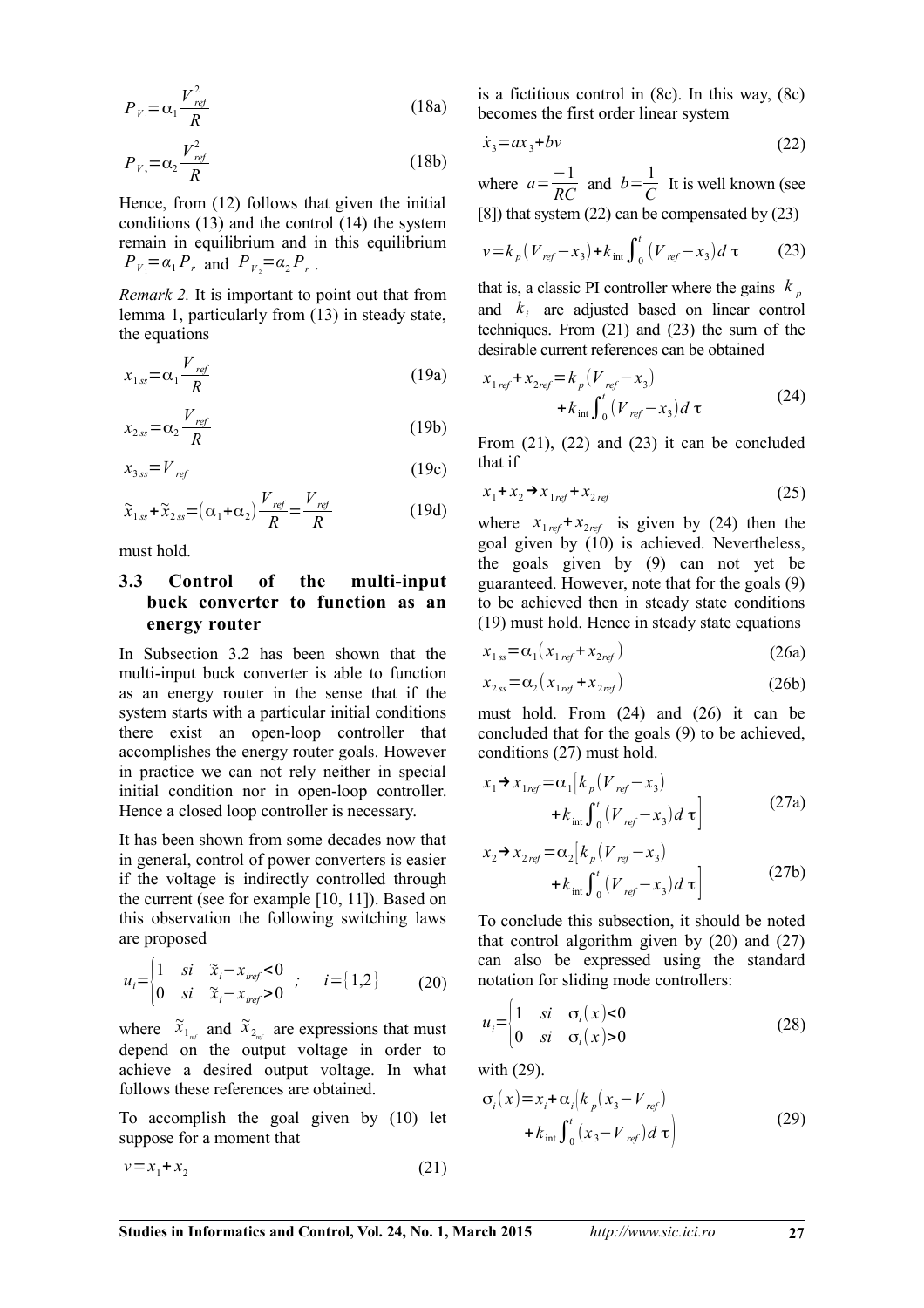$$P_{V_1}=\alpha_1\frac{V_{ref}^2}{R} \tag{18a}$$

$$P_{V_2}=\alpha_2\frac{V_{ref}^2}{R} \tag{18b}$$

Hence, from (12) follows that given the initial conditions (13) and the control (14) the system remain in equilibrium and in this equilibrium $P_{V_1}=\alpha_1 P_r$ and $P_{V_2}=\alpha_2 P_r$.

*Remark 2.* It is important to point out that from lemma 1, particularly from (13) in steady state, the equations

$$x_{1ss}=\alpha_1\frac{V_{ref}}{R} \tag{19a}$$

$$x_{2ss}=\alpha_2\frac{V_{ref}}{R} \tag{19b}$$

$$x_{3ss}=V_{ref} \tag{19c}$$

$$\tilde{x}_{1ss}+\tilde{x}_{2ss}=(\alpha_1+\alpha_2)\frac{V_{ref}}{R}=\frac{V_{ref}}{R} \tag{19d}$$

must hold.

### 3.3 Control of the multi-input buck converter to function as an energy router

In Subsection 3.2 has been shown that the multi-input buck converter is able to function as an energy router in the sense that if the system starts with a particular initial conditions there exist an open-loop controller that accomplishes the energy router goals. However in practice we can not rely neither in special initial condition nor in open-loop controller. Hence a closed loop controller is necessary.

It has been shown from some decades now that in general, control of power converters is easier if the voltage is indirectly controlled through the current (see for example [10, 11]). Based on this observation the following switching laws are proposed

$$u_i=\begin{cases}1 & si \quad \tilde{x}_i-x_{iref}<0\\ 0 & si \quad \tilde{x}_i-x_{iref}>0\end{cases}\;;\quad i=\{1,2\} \tag{20}$$

where $\tilde{x}_{1_{ref}}$ and $\tilde{x}_{2_{ref}}$ are expressions that must depend on the output voltage in order to achieve a desired output voltage. In what follows these references are obtained.

To accomplish the goal given by (10) let suppose for a moment that

$$v=x_1+x_2 \tag{21}$$

is a fictitious control in (8c). In this way, (8c) becomes the first order linear system

$$\dot{x}_3=ax_3+bv \tag{22}$$

where $a=\frac{-1}{RC}$ and $b=\frac{1}{C}$ It is well known (see [8]) that system (22) can be compensated by (23)

$$v=k_p(V_{ref}-x_3)+k_{int}\int_0^t(V_{ref}-x_3)d\tau \tag{23}$$

that is, a classic PI controller where the gains $k_p$ and $k_i$ are adjusted based on linear control techniques. From (21) and (23) the sum of the desirable current references can be obtained

$$x_{1ref}+x_{2ref}=k_p(V_{ref}-x_3)+k_{int}\int_0^t(V_{ref}-x_3)d\tau \tag{24}$$

From (21), (22) and (23) it can be concluded that if

$$x_1+x_2\rightarrow x_{1ref}+x_{2ref} \tag{25}$$

where $x_{1ref}+x_{2ref}$ is given by (24) then the goal given by (10) is achieved. Nevertheless, the goals given by (9) can not yet be guaranteed. However, note that for the goals (9) to be achieved then in steady state conditions (19) must hold. Hence in steady state equations

$$x_{1ss}=\alpha_1(x_{1ref}+x_{2ref}) \tag{26a}$$

$$x_{2ss}=\alpha_2(x_{1ref}+x_{2ref}) \tag{26b}$$

must hold. From (24) and (26) it can be concluded that for the goals (9) to be achieved, conditions (27) must hold.

$$x_1\rightarrow x_{1ref}=\alpha_1\left[k_p(V_{ref}-x_3)+k_{int}\int_0^t(V_{ref}-x_3)d\tau\right] \tag{27a}$$

$$x_2\rightarrow x_{2ref}=\alpha_2\left[k_p(V_{ref}-x_3)+k_{int}\int_0^t(V_{ref}-x_3)d\tau\right] \tag{27b}$$

To conclude this subsection, it should be noted that control algorithm given by (20) and (27) can also be expressed using the standard notation for sliding mode controllers:

$$u_i=\begin{cases}1 & si \quad \sigma_i(x)<0\\ 0 & si \quad \sigma_i(x)>0\end{cases} \tag{28}$$

with (29).

$$\sigma_i(x)=x_i+\alpha_i\left(k_p(x_3-V_{ref})+k_{int}\int_0^t(x_3-V_{ref})d\tau\right) \tag{29}$$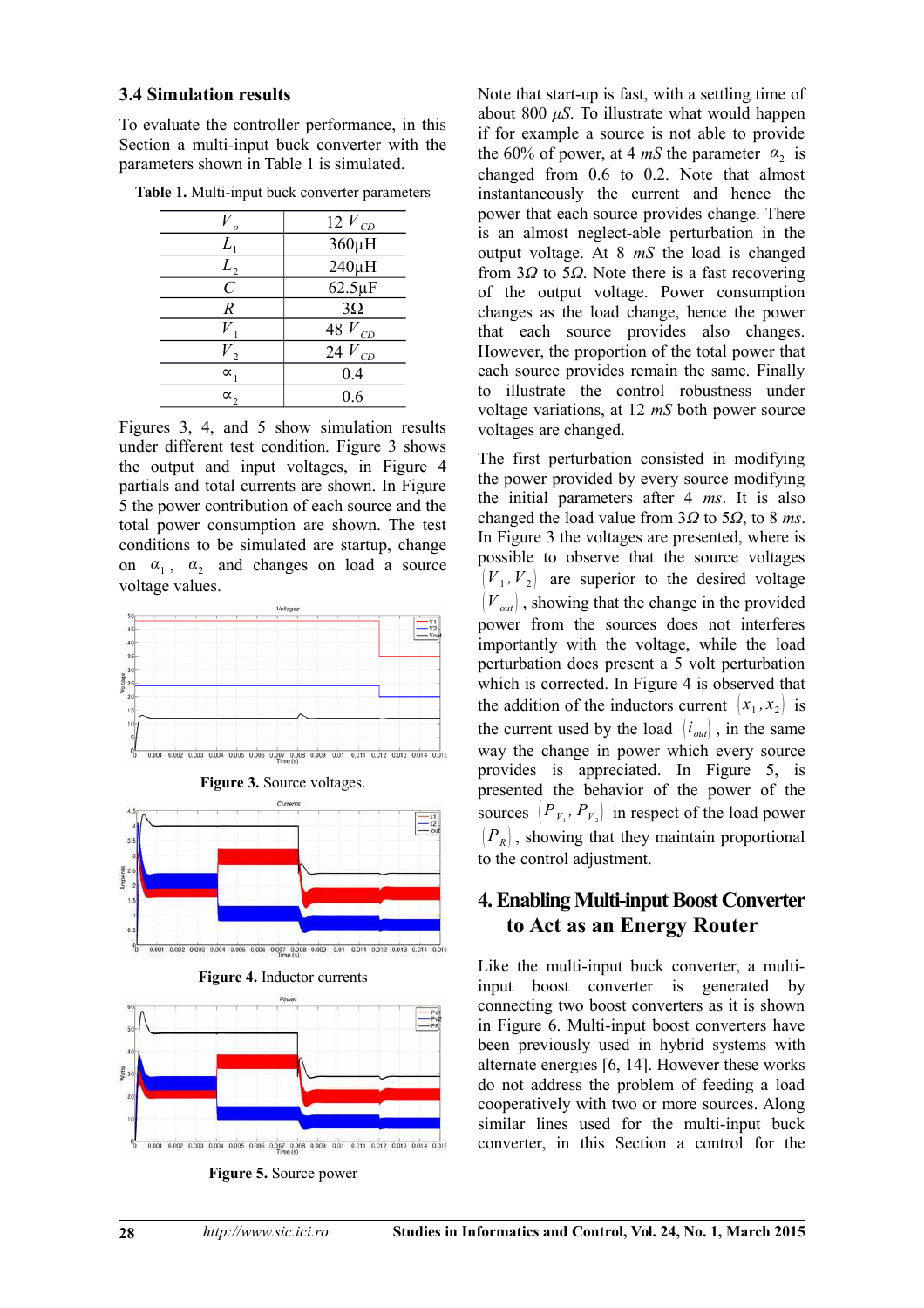### 3.4 Simulation results

To evaluate the controller performance, in this Section a multi-input buck converter with the parameters shown in Table 1 is simulated.

**Table 1.** Multi-input buck converter parameters

| | |
|---|---|
| $V_o$ | 12 $V_{CD}$ |
| $L_1$ | 360μH |
| $L_2$ | 240μH |
| $C$ | 62.5μF |
| $R$ | 3Ω |
| $V_1$ | 48 $V_{CD}$ |
| $V_2$ | 24 $V_{CD}$ |
| $\propto_1$ | 0.4 |
| $\propto_2$ | 0.6 |

Figures 3, 4, and 5 show simulation results under different test condition. Figure 3 shows the output and input voltages, in Figure 4 partials and total currents are shown. In Figure 5 the power contribution of each source and the total power consumption are shown. The test conditions to be simulated are startup, change on $\alpha_1$, $\alpha_2$ and changes on load a source voltage values.

**Figure 3.** Source voltages.

**Figure 4.** Inductor currents

**Figure 5.** Source power

Note that start-up is fast, with a settling time of about 800 $\mu S$. To illustrate what would happen if for example a source is not able to provide the 60% of power, at 4 $mS$ the parameter $\alpha_2$ is changed from 0.6 to 0.2. Note that almost instantaneously the current and hence the power that each source provides change. There is an almost neglect-able perturbation in the output voltage. At 8 $mS$ the load is changed from 3$\Omega$ to 5$\Omega$. Note there is a fast recovering of the output voltage. Power consumption changes as the load change, hence the power that each source provides also changes. However, the proportion of the total power that each source provides remain the same. Finally to illustrate the control robustness under voltage variations, at 12 $mS$ both power source voltages are changed.

The first perturbation consisted in modifying the power provided by every source modifying the initial parameters after 4 $ms$. It is also changed the load value from 3$\Omega$ to 5$\Omega$, to 8 $ms$. In Figure 3 the voltages are presented, where is possible to observe that the source voltages $(V_1, V_2)$ are superior to the desired voltage $(V_{out})$, showing that the change in the provided power from the sources does not interferes importantly with the voltage, while the load perturbation does present a 5 volt perturbation which is corrected. In Figure 4 is observed that the addition of the inductors current $(x_1, x_2)$ is the current used by the load $(i_{out})$, in the same way the change in power which every source provides is appreciated. In Figure 5, is presented the behavior of the power of the sources $(P_{V_1}, P_{V_2})$ in respect of the load power $(P_R)$, showing that they maintain proportional to the control adjustment.

## 4. Enabling Multi-input Boost Converter to Act as an Energy Router

Like the multi-input buck converter, a multi-input boost converter is generated by connecting two boost converters as it is shown in Figure 6. Multi-input boost converters have been previously used in hybrid systems with alternate energies [6, 14]. However these works do not address the problem of feeding a load cooperatively with two or more sources. Along similar lines used for the multi-input buck converter, in this Section a control for the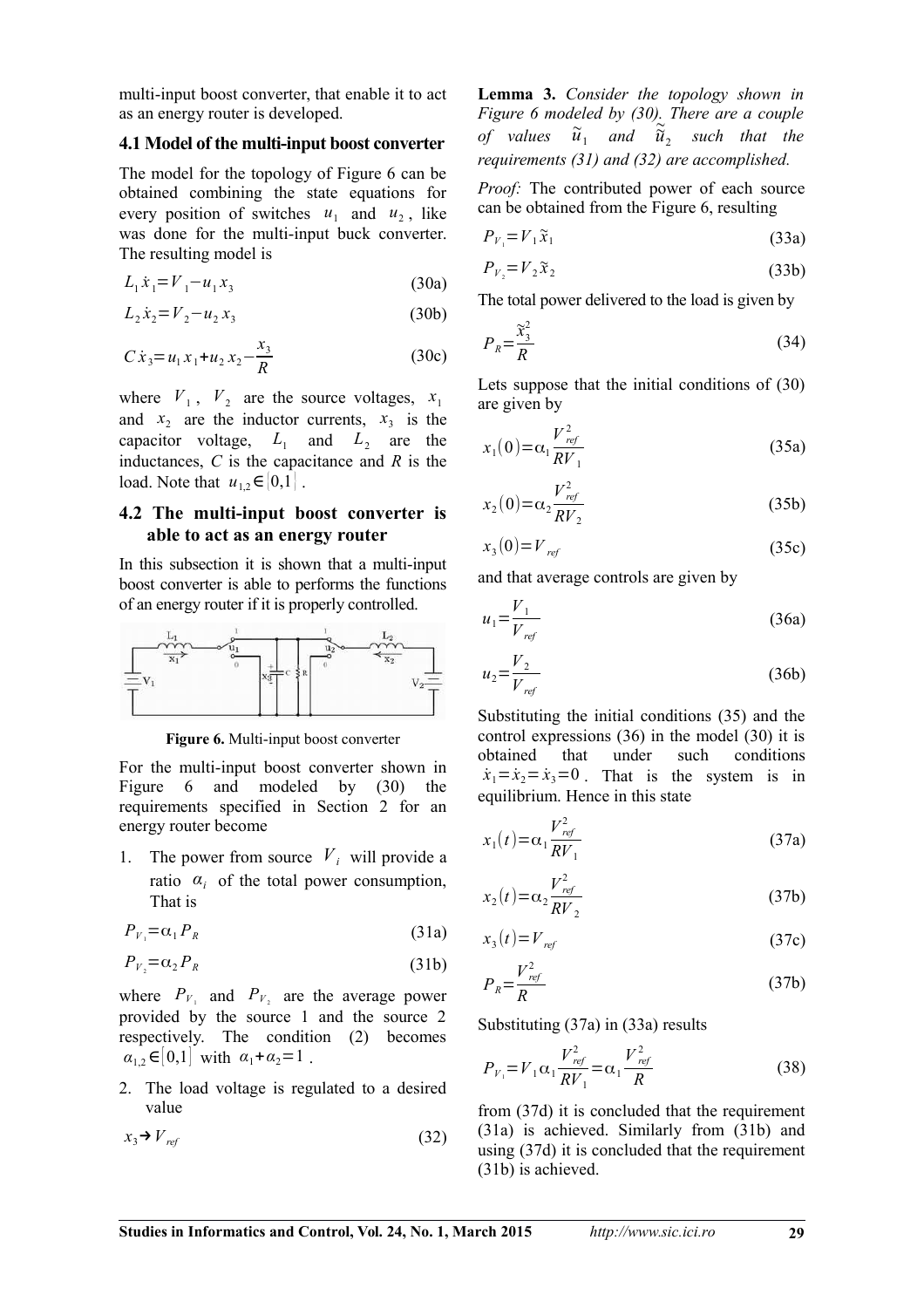multi-input boost converter, that enable it to act as an energy router is developed.

### 4.1 Model of the multi-input boost converter

The model for the topology of Figure 6 can be obtained combining the state equations for every position of switches $u_1$ and $u_2$, like was done for the multi-input buck converter. The resulting model is

$$L_1 \dot{x}_1 = V_1 - u_1 x_3 \tag{30a}$$

$$L_2 \dot{x}_2 = V_2 - u_2 x_3 \tag{30b}$$

$$C \dot{x}_3 = u_1 x_1 + u_2 x_2 - \frac{x_3}{R} \tag{30c}$$

where $V_1$, $V_2$ are the source voltages, $x_1$ and $x_2$ are the inductor currents, $x_3$ is the capacitor voltage, $L_1$ and $L_2$ are the inductances, $C$ is the capacitance and $R$ is the load. Note that $u_{1,2} \in [0,1]$.

### 4.2 The multi-input boost converter is able to act as an energy router

In this subsection it is shown that a multi-input boost converter is able to performs the functions of an energy router if it is properly controlled.

**Figure 6.** Multi-input boost converter

For the multi-input boost converter shown in Figure 6 and modeled by (30) the requirements specified in Section 2 for an energy router become

1. The power from source $V_i$ will provide a ratio $\alpha_i$ of the total power consumption, That is

$$P_{V_1} = \alpha_1 P_R \tag{31a}$$

$$P_{V_2} = \alpha_2 P_R \tag{31b}$$

where $P_{V_1}$ and $P_{V_2}$ are the average power provided by the source 1 and the source 2 respectively. The condition (2) becomes $\alpha_{1,2} \in [0,1]$ with $\alpha_1 + \alpha_2 = 1$.

2. The load voltage is regulated to a desired value

$$x_3 \rightarrow V_{ref} \tag{32}$$

**Lemma 3.** *Consider the topology shown in Figure 6 modeled by (30). There are a couple of values $\tilde{u}_1$ and $\tilde{u}_2$ such that the requirements (31) and (32) are accomplished.*

*Proof:* The contributed power of each source can be obtained from the Figure 6, resulting

$$P_{V_1} = V_1 \tilde{x}_1 \tag{33a}$$

$$P_{V_2} = V_2 \tilde{x}_2 \tag{33b}$$

The total power delivered to the load is given by

$$P_R = \frac{\tilde{x}_3^2}{R} \tag{34}$$

Lets suppose that the initial conditions of (30) are given by

$$x_1(0) = \alpha_1 \frac{V_{ref}^2}{RV_1} \tag{35a}$$

$$x_2(0) = \alpha_2 \frac{V_{ref}^2}{RV_2} \tag{35b}$$

$$x_3(0) = V_{ref} \tag{35c}$$

and that average controls are given by

$$u_1 = \frac{V_1}{V_{ref}} \tag{36a}$$

$$u_2 = \frac{V_2}{V_{ref}} \tag{36b}$$

Substituting the initial conditions (35) and the control expressions (36) in the model (30) it is obtained that under such conditions $\dot{x}_1 = \dot{x}_2 = \dot{x}_3 = 0$. That is the system is in equilibrium. Hence in this state

$$x_1(t) = \alpha_1 \frac{V_{ref}^2}{RV_1} \tag{37a}$$

$$x_2(t) = \alpha_2 \frac{V_{ref}^2}{RV_2} \tag{37b}$$

$$x_3(t) = V_{ref} \tag{37c}$$

$$P_R = \frac{V_{ref}^2}{R} \tag{37b}$$

Substituting (37a) in (33a) results

$$P_{V_1} = V_1 \alpha_1 \frac{V_{ref}^2}{RV_1} = \alpha_1 \frac{V_{ref}^2}{R} \tag{38}$$

from (37d) it is concluded that the requirement (31a) is achieved. Similarly from (31b) and using (37d) it is concluded that the requirement (31b) is achieved.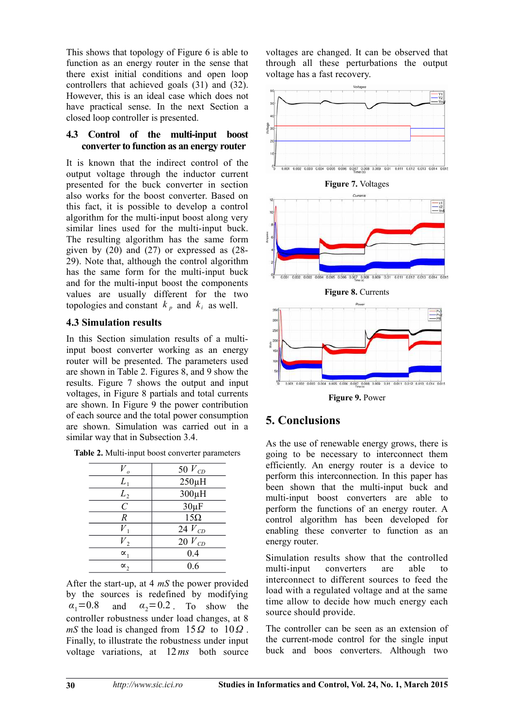This shows that topology of Figure 6 is able to function as an energy router in the sense that there exist initial conditions and open loop controllers that achieved goals (31) and (32). However, this is an ideal case which does not have practical sense. In the next Section a closed loop controller is presented.

### 4.3 Control of the multi-input boost converter to function as an energy router

It is known that the indirect control of the output voltage through the inductor current presented for the buck converter in section also works for the boost converter. Based on this fact, it is possible to develop a control algorithm for the multi-input boost along very similar lines used for the multi-input buck. The resulting algorithm has the same form given by (20) and (27) or expressed as (28-29). Note that, although the control algorithm has the same form for the multi-input buck and for the multi-input boost the components values are usually different for the two topologies and constant $k_p$ and $k_i$ as well.

### 4.3 Simulation results

In this Section simulation results of a multi-input boost converter working as an energy router will be presented. The parameters used are shown in Table 2. Figures 8, and 9 show the results. Figure 7 shows the output and input voltages, in Figure 8 partials and total currents are shown. In Figure 9 the power contribution of each source and the total power consumption are shown. Simulation was carried out in a similar way that in Subsection 3.4.

**Table 2.** Multi-input boost converter parameters

| | |
|---|---|
| $V_o$ | 50 $V_{CD}$ |
| $L_1$ | 250μH |
| $L_2$ | 300μH |
| $C$ | 30μF |
| $R$ | 15Ω |
| $V_1$ | 24 $V_{CD}$ |
| $V_2$ | 20 $V_{CD}$ |
| $\alpha_1$ | 0.4 |
| $\alpha_2$ | 0.6 |

After the start-up, at 4 *mS* the power provided by the sources is redefined by modifying $\alpha_1 = 0.8$ and $\alpha_2 = 0.2$. To show the controller robustness under load changes, at 8 *mS* the load is changed from $15\,\Omega$ to $10\,\Omega$. Finally, to illustrate the robustness under input voltage variations, at $12\,ms$ both source voltages are changed. It can be observed that through all these perturbations the output voltage has a fast recovery.

**Figure 7.** Voltages

**Figure 8.** Currents

**Figure 9.** Power

## 5. Conclusions

As the use of renewable energy grows, there is going to be necessary to interconnect them efficiently. An energy router is a device to perform this interconnection. In this paper has been shown that the multi-input buck and multi-input boost converters are able to perform the functions of an energy router. A control algorithm has been developed for enabling these converter to function as an energy router.

Simulation results show that the controlled multi-input converters are able to interconnect to different sources to feed the load with a regulated voltage and at the same time allow to decide how much energy each source should provide.

The controller can be seen as an extension of the current-mode control for the single input buck and boos converters. Although two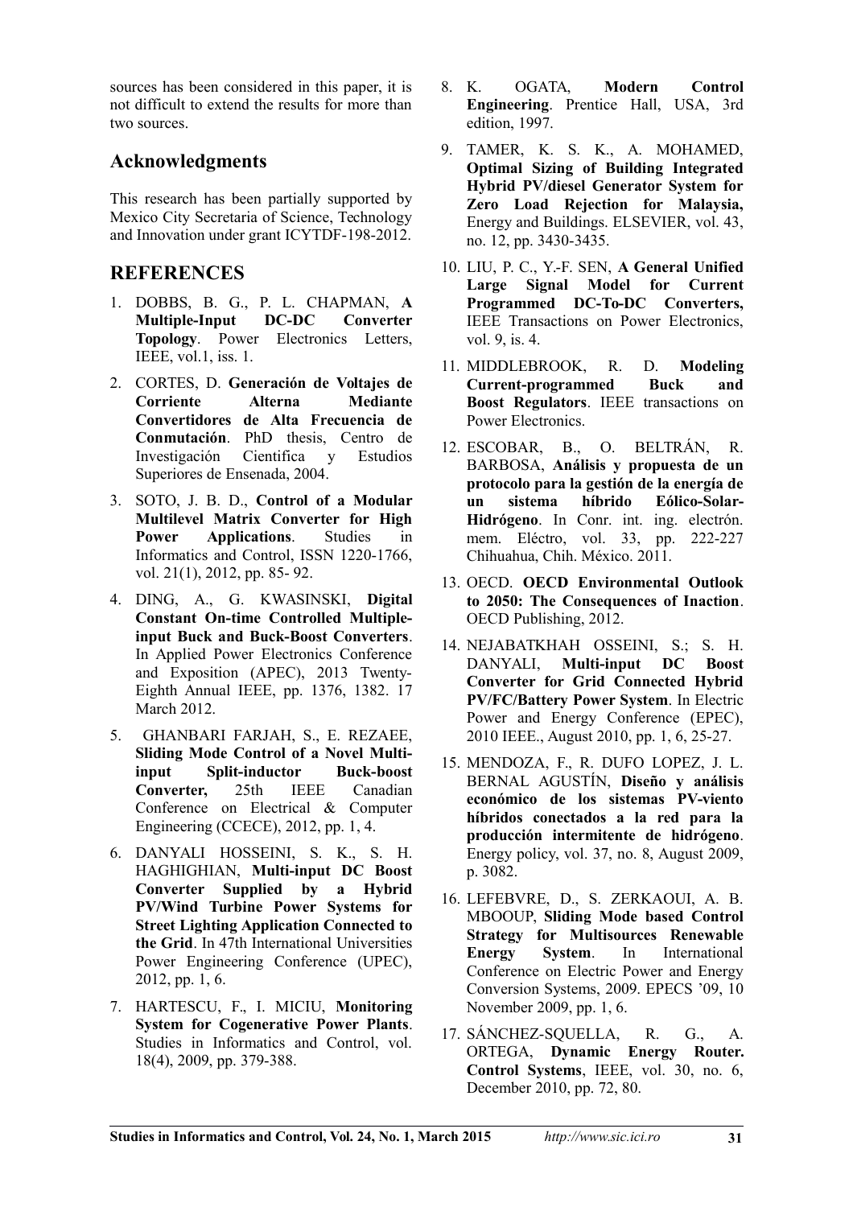sources has been considered in this paper, it is not difficult to extend the results for more than two sources.

## Acknowledgments

This research has been partially supported by Mexico City Secretaria of Science, Technology and Innovation under grant ICYTDF-198-2012.

## REFERENCES

1. DOBBS, B. G., P. L. CHAPMAN, **A Multiple-Input DC-DC Converter Topology**. Power Electronics Letters, IEEE, vol.1, iss. 1.
2. CORTES, D. **Generación de Voltajes de Corriente Alterna Mediante Convertidores de Alta Frecuencia de Conmutación**. PhD thesis, Centro de Investigación Cientifica y Estudios Superiores de Ensenada, 2004.
3. SOTO, J. B. D., **Control of a Modular Multilevel Matrix Converter for High Power Applications**. Studies in Informatics and Control, ISSN 1220-1766, vol. 21(1), 2012, pp. 85- 92.
4. DING, A., G. KWASINSKI, **Digital Constant On-time Controlled Multiple-input Buck and Buck-Boost Converters**. In Applied Power Electronics Conference and Exposition (APEC), 2013 Twenty-Eighth Annual IEEE, pp. 1376, 1382. 17 March 2012.
5. GHANBARI FARJAH, S., E. REZAEE, **Sliding Mode Control of a Novel Multi-input Split-inductor Buck-boost Converter,** 25th IEEE Canadian Conference on Electrical & Computer Engineering (CCECE), 2012, pp. 1, 4.
6. DANYALI HOSSEINI, S. K., S. H. HAGHIGHIAN, **Multi-input DC Boost Converter Supplied by a Hybrid PV/Wind Turbine Power Systems for Street Lighting Application Connected to the Grid**. In 47th International Universities Power Engineering Conference (UPEC), 2012, pp. 1, 6.
7. HARTESCU, F., I. MICIU, **Monitoring System for Cogenerative Power Plants**. Studies in Informatics and Control, vol. 18(4), 2009, pp. 379-388.
8. K. OGATA, **Modern Control Engineering**. Prentice Hall, USA, 3rd edition, 1997.
9. TAMER, K. S. K., A. MOHAMED, **Optimal Sizing of Building Integrated Hybrid PV/diesel Generator System for Zero Load Rejection for Malaysia,** Energy and Buildings. ELSEVIER, vol. 43, no. 12, pp. 3430-3435.
10. LIU, P. C., Y.-F. SEN, **A General Unified Large Signal Model for Current Programmed DC-To-DC Converters,** IEEE Transactions on Power Electronics, vol. 9, is. 4.
11. MIDDLEBROOK, R. D. **Modeling Current-programmed Buck and Boost Regulators**. IEEE transactions on Power Electronics.
12. ESCOBAR, B., O. BELTRÁN, R. BARBOSA, **Análisis y propuesta de un protocolo para la gestión de la energía de un sistema híbrido Eólico-Solar-Hidrógeno**. In Conr. int. ing. electrón. mem. Eléctro, vol. 33, pp. 222-227 Chihuahua, Chih. México. 2011.
13. OECD. **OECD Environmental Outlook to 2050: The Consequences of Inaction**. OECD Publishing, 2012.
14. NEJABATKHAH OSSEINI, S.; S. H. DANYALI, **Multi-input DC Boost Converter for Grid Connected Hybrid PV/FC/Battery Power System**. In Electric Power and Energy Conference (EPEC), 2010 IEEE., August 2010, pp. 1, 6, 25-27.
15. MENDOZA, F., R. DUFO LOPEZ, J. L. BERNAL AGUSTÍN, **Diseño y análisis económico de los sistemas PV-viento híbridos conectados a la red para la producción intermitente de hidrógeno**. Energy policy, vol. 37, no. 8, August 2009, p. 3082.
16. LEFEBVRE, D., S. ZERKAOUI, A. B. MBOOUP, **Sliding Mode based Control Strategy for Multisources Renewable Energy System**. In International Conference on Electric Power and Energy Conversion Systems, 2009. EPECS '09, 10 November 2009, pp. 1, 6.
17. SÁNCHEZ-SQUELLA, R. G., A. ORTEGA, **Dynamic Energy Router. Control Systems**, IEEE, vol. 30, no. 6, December 2010, pp. 72, 80.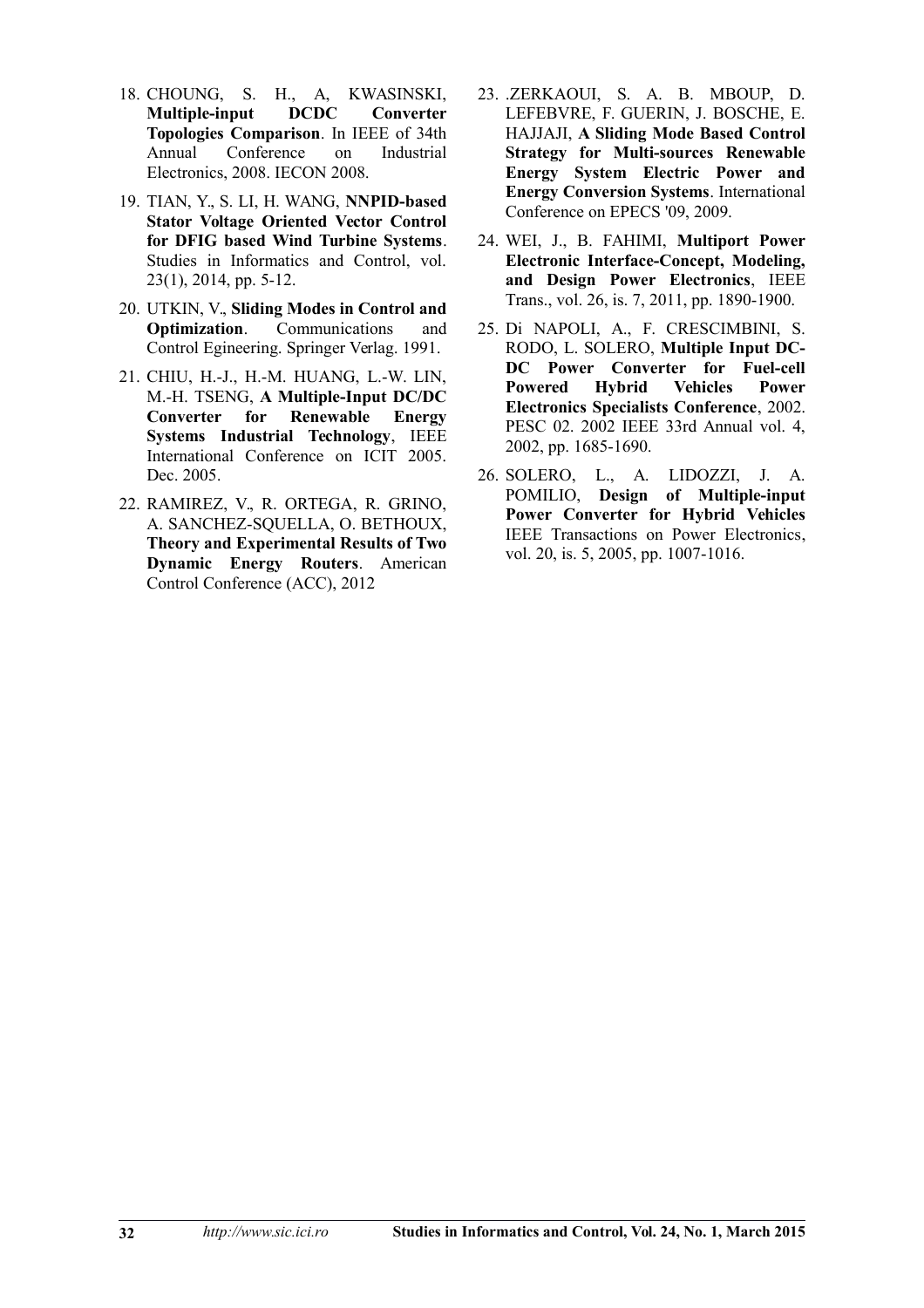18. CHOUNG, S. H., A, KWASINSKI, **Multiple-input DCDC Converter Topologies Comparison**. In IEEE of 34th Annual Conference on Industrial Electronics, 2008. IECON 2008.

19. TIAN, Y., S. LI, H. WANG, **NNPID-based Stator Voltage Oriented Vector Control for DFIG based Wind Turbine Systems**. Studies in Informatics and Control, vol. 23(1), 2014, pp. 5-12.

20. UTKIN, V., **Sliding Modes in Control and Optimization**. Communications and Control Egineering. Springer Verlag. 1991.

21. CHIU, H.-J., H.-M. HUANG, L.-W. LIN, M.-H. TSENG, **A Multiple-Input DC/DC Converter for Renewable Energy Systems Industrial Technology**, IEEE International Conference on ICIT 2005. Dec. 2005.

22. RAMIREZ, V., R. ORTEGA, R. GRINO, A. SANCHEZ-SQUELLA, O. BETHOUX, **Theory and Experimental Results of Two Dynamic Energy Routers**. American Control Conference (ACC), 2012

23. .ZERKAOUI, S. A. B. MBOUP, D. LEFEBVRE, F. GUERIN, J. BOSCHE, E. HAJJAJI, **A Sliding Mode Based Control Strategy for Multi-sources Renewable Energy System Electric Power and Energy Conversion Systems**. International Conference on EPECS '09, 2009.

24. WEI, J., B. FAHIMI, **Multiport Power Electronic Interface-Concept, Modeling, and Design Power Electronics**, IEEE Trans., vol. 26, is. 7, 2011, pp. 1890-1900.

25. Di NAPOLI, A., F. CRESCIMBINI, S. RODO, L. SOLERO, **Multiple Input DC-DC Power Converter for Fuel-cell Powered Hybrid Vehicles Power Electronics Specialists Conference**, 2002. PESC 02. 2002 IEEE 33rd Annual vol. 4, 2002, pp. 1685-1690.

26. SOLERO, L., A. LIDOZZI, J. A. POMILIO, **Design of Multiple-input Power Converter for Hybrid Vehicles** IEEE Transactions on Power Electronics, vol. 20, is. 5, 2005, pp. 1007-1016.